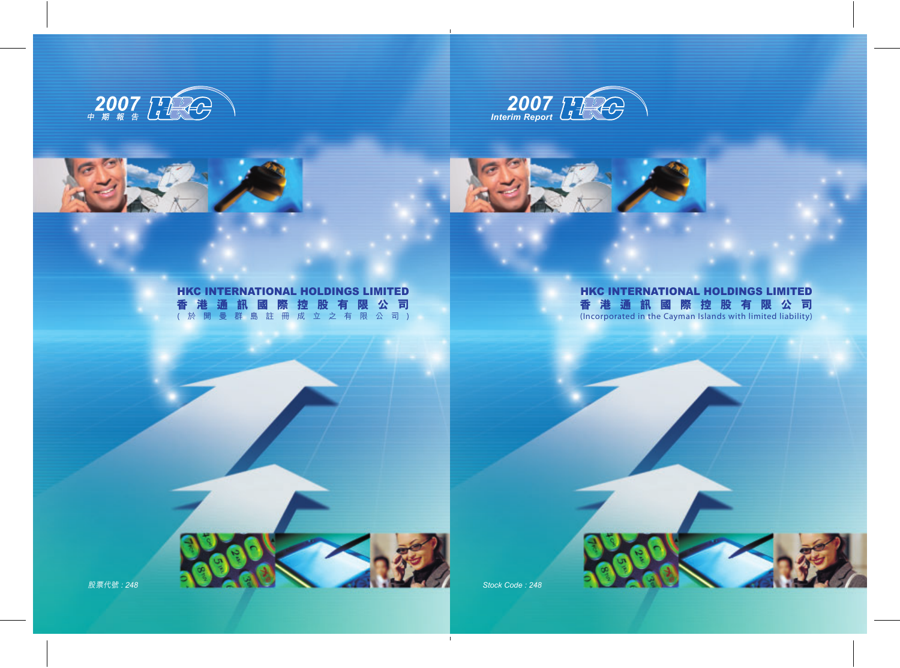2007 中期報告

# HKC INTERNATIONAL HOLDINGS LIMITED
# 香港通訊國際控股有限公司
(於開曼群島註冊成立之有限公司)

股票代號 : 248

2007 Interim Report

# HKC INTERNATIONAL HOLDINGS LIMITED
# 香港通訊國際控股有限公司
(Incorporated in the Cayman Islands with limited liability)

Stock Code : 248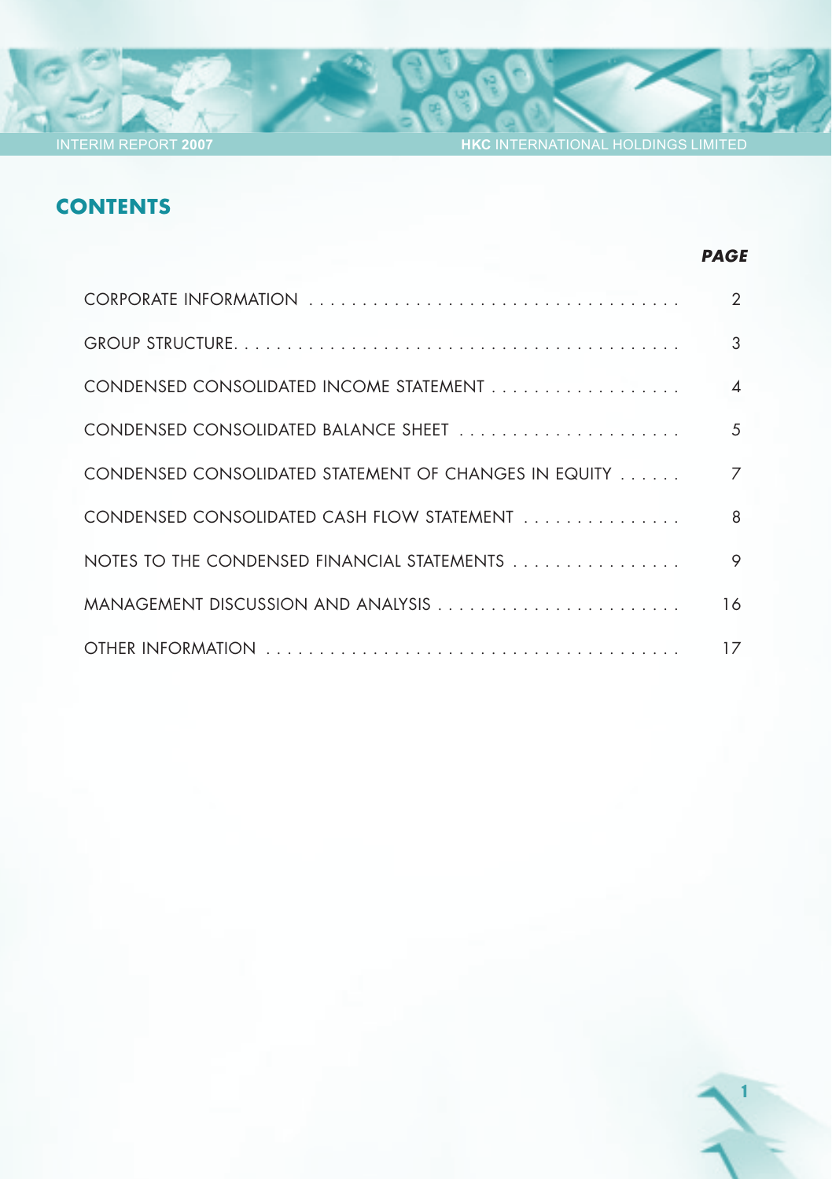# CONTENTS

| | PAGE |
|---|---|
| CORPORATE INFORMATION | 2 |
| GROUP STRUCTURE | 3 |
| CONDENSED CONSOLIDATED INCOME STATEMENT | 4 |
| CONDENSED CONSOLIDATED BALANCE SHEET | 5 |
| CONDENSED CONSOLIDATED STATEMENT OF CHANGES IN EQUITY | 7 |
| CONDENSED CONSOLIDATED CASH FLOW STATEMENT | 8 |
| NOTES TO THE CONDENSED FINANCIAL STATEMENTS | 9 |
| MANAGEMENT DISCUSSION AND ANALYSIS | 16 |
| OTHER INFORMATION | 17 |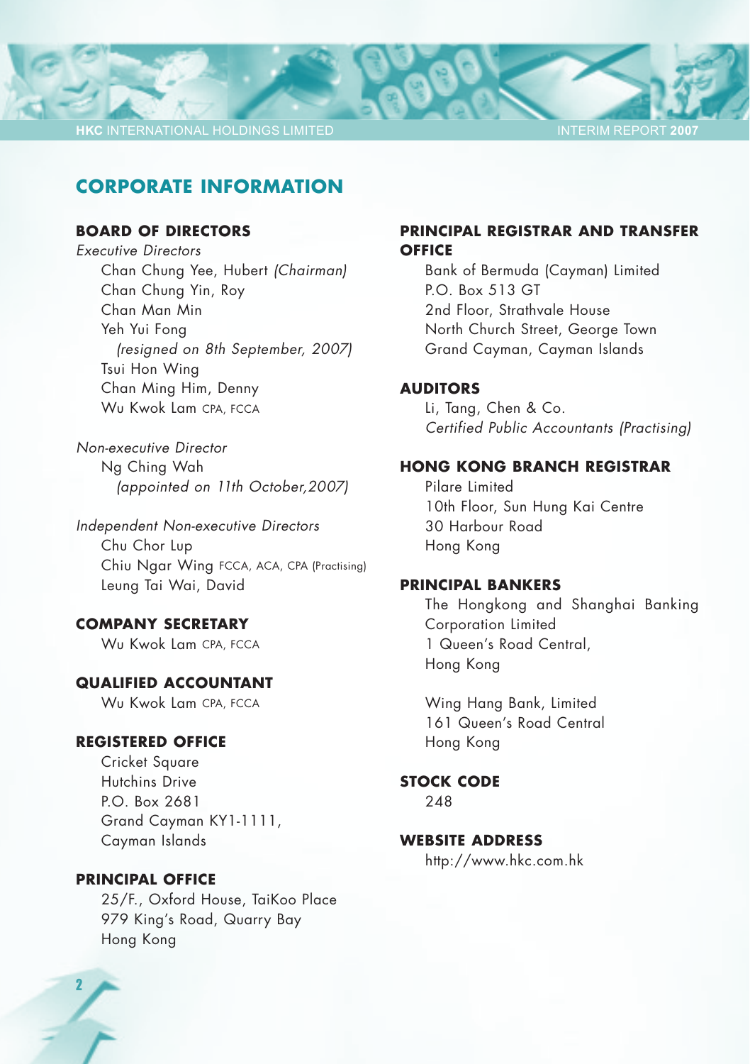# CORPORATE INFORMATION

## BOARD OF DIRECTORS

*Executive Directors*

Chan Chung Yee, Hubert *(Chairman)*
Chan Chung Yin, Roy
Chan Man Min
Yeh Yui Fong
*(resigned on 8th September, 2007)*
Tsui Hon Wing
Chan Ming Him, Denny
Wu Kwok Lam CPA, FCCA

*Non-executive Director*

Ng Ching Wah
*(appointed on 11th October,2007)*

*Independent Non-executive Directors*

Chu Chor Lup
Chiu Ngar Wing FCCA, ACA, CPA (Practising)
Leung Tai Wai, David

## COMPANY SECRETARY

Wu Kwok Lam CPA, FCCA

## QUALIFIED ACCOUNTANT

Wu Kwok Lam CPA, FCCA

## REGISTERED OFFICE

Cricket Square
Hutchins Drive
P.O. Box 2681
Grand Cayman KY1-1111,
Cayman Islands

## PRINCIPAL OFFICE

25/F., Oxford House, TaiKoo Place
979 King's Road, Quarry Bay
Hong Kong

## PRINCIPAL REGISTRAR AND TRANSFER OFFICE

Bank of Bermuda (Cayman) Limited
P.O. Box 513 GT
2nd Floor, Strathvale House
North Church Street, George Town
Grand Cayman, Cayman Islands

## AUDITORS

Li, Tang, Chen & Co.
*Certified Public Accountants (Practising)*

## HONG KONG BRANCH REGISTRAR

Pilare Limited
10th Floor, Sun Hung Kai Centre
30 Harbour Road
Hong Kong

## PRINCIPAL BANKERS

The Hongkong and Shanghai Banking Corporation Limited
1 Queen's Road Central,
Hong Kong

Wing Hang Bank, Limited
161 Queen's Road Central
Hong Kong

## STOCK CODE

248

## WEBSITE ADDRESS

http://www.hkc.com.hk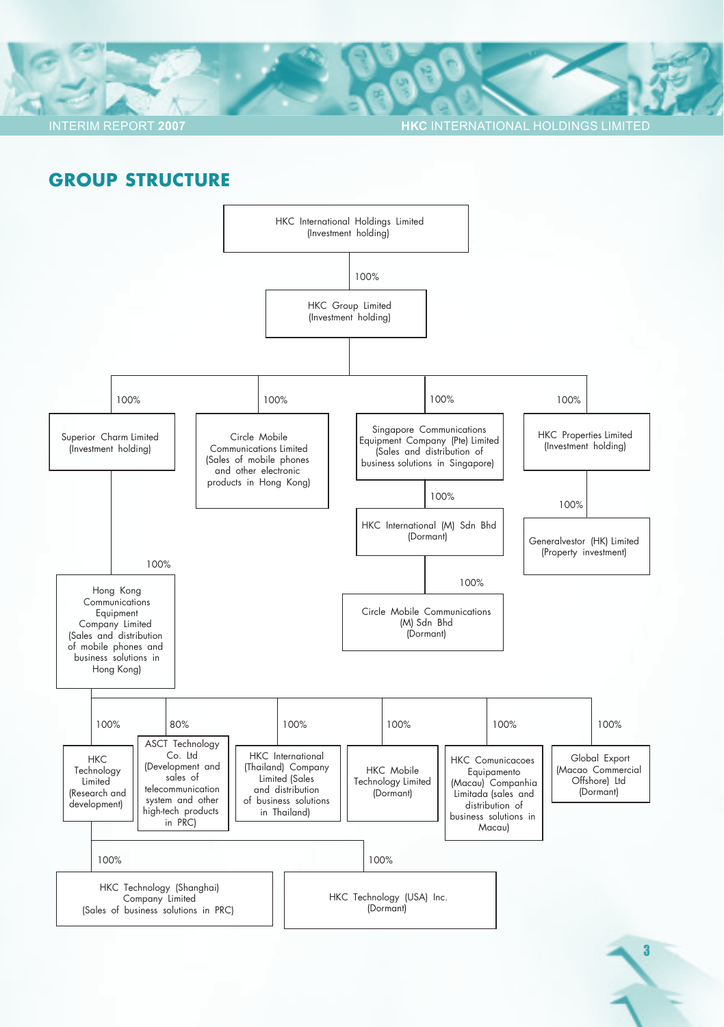# GROUP STRUCTURE

- **HKC International Holdings Limited** (Investment holding)
  - 100% **HKC Group Limited** (Investment holding)
    - 100% **Superior Charm Limited** (Investment holding)
      - 100% **Hong Kong Communications Equipment Company Limited** (Sales and distribution of mobile phones and business solutions in Hong Kong)
        - 100% **HKC Technology Limited** (Research and development)
          - 100% **HKC Technology (Shanghai) Company Limited** (Sales of business solutions in PRC)
          - 100% **HKC Technology (USA) Inc.** (Dormant)
        - 80% **ASCT Technology Co. Ltd** (Development and sales of telecommunication system and other high-tech products in PRC)
        - 100% **HKC International (Thailand) Company Limited** (Sales and distribution of business solutions in Thailand)
        - 100% **HKC Mobile Technology Limited** (Dormant)
        - 100% **HKC Comunicacoes Equipamento (Macau) Companhia Limitada** (sales and distribution of business solutions in Macau)
        - 100% **Global Export (Macao Commercial Offshore) Ltd** (Dormant)
    - 100% **Circle Mobile Communications Limited** (Sales of mobile phones and other electronic products in Hong Kong)
    - 100% **Singapore Communications Equipment Company (Pte) Limited** (Sales and distribution of business solutions in Singapore)
      - 100% **HKC International (M) Sdn Bhd** (Dormant)
        - 100% **Circle Mobile Communications (M) Sdn Bhd** (Dormant)
    - 100% **HKC Properties Limited** (Investment holding)
      - 100% **Generalvestor (HK) Limited** (Property investment)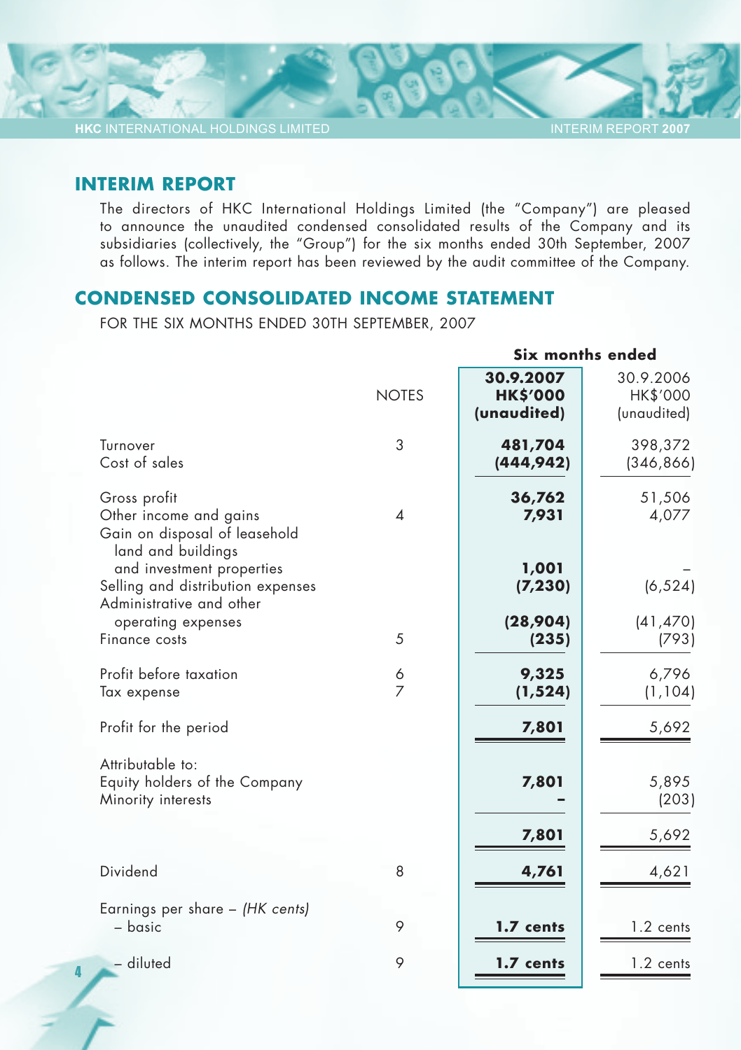## INTERIM REPORT

The directors of HKC International Holdings Limited (the "Company") are pleased to announce the unaudited condensed consolidated results of the Company and its subsidiaries (collectively, the "Group") for the six months ended 30th September, 2007 as follows. The interim report has been reviewed by the audit committee of the Company.

## CONDENSED CONSOLIDATED INCOME STATEMENT

FOR THE SIX MONTHS ENDED 30TH SEPTEMBER, 2007

| | NOTES | Six months ended | |
|---|---|---|---|
| | | **30.9.2007 HK$'000 (unaudited)** | 30.9.2006 HK$'000 (unaudited) |
| Turnover | 3 | **481,704** | 398,372 |
| Cost of sales | | **(444,942)** | (346,866) |
| Gross profit | | **36,762** | 51,506 |
| Other income and gains | 4 | **7,931** | 4,077 |
| Gain on disposal of leasehold land and buildings and investment properties | | **1,001** | – |
| Selling and distribution expenses | | **(7,230)** | (6,524) |
| Administrative and other operating expenses | | **(28,904)** | (41,470) |
| Finance costs | 5 | **(235)** | (793) |
| Profit before taxation | 6 | **9,325** | 6,796 |
| Tax expense | 7 | **(1,524)** | (1,104) |
| Profit for the period | | **7,801** | 5,692 |
| Attributable to: | | | |
| Equity holders of the Company | | **7,801** | 5,895 |
| Minority interests | | **–** | (203) |
| | | **7,801** | 5,692 |
| Dividend | 8 | **4,761** | 4,621 |
| Earnings per share – *(HK cents)* | | | |
| – basic | 9 | **1.7 cents** | 1.2 cents |
| – diluted | 9 | **1.7 cents** | 1.2 cents |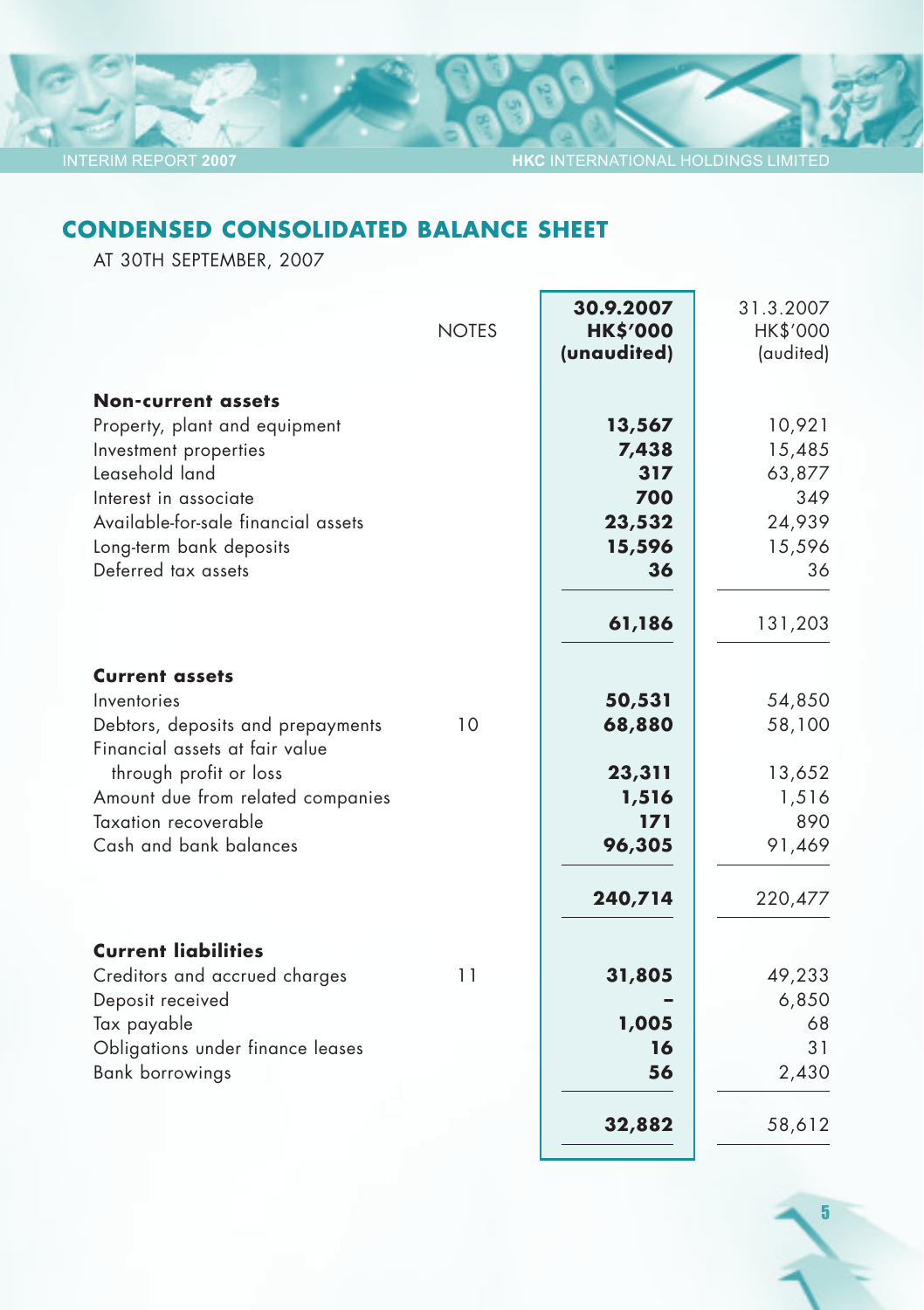## CONDENSED CONSOLIDATED BALANCE SHEET

AT 30TH SEPTEMBER, 2007

| | NOTES | 30.9.2007<br>HK$'000<br>(unaudited) | 31.3.2007<br>HK$'000<br>(audited) |
|---|---|---|---|
| **Non-current assets** | | | |
| Property, plant and equipment | | **13,567** | 10,921 |
| Investment properties | | **7,438** | 15,485 |
| Leasehold land | | **317** | 63,877 |
| Interest in associate | | **700** | 349 |
| Available-for-sale financial assets | | **23,532** | 24,939 |
| Long-term bank deposits | | **15,596** | 15,596 |
| Deferred tax assets | | **36** | 36 |
| | | **61,186** | 131,203 |
| **Current assets** | | | |
| Inventories | | **50,531** | 54,850 |
| Debtors, deposits and prepayments | 10 | **68,880** | 58,100 |
| Financial assets at fair value through profit or loss | | **23,311** | 13,652 |
| Amount due from related companies | | **1,516** | 1,516 |
| Taxation recoverable | | **171** | 890 |
| Cash and bank balances | | **96,305** | 91,469 |
| | | **240,714** | 220,477 |
| **Current liabilities** | | | |
| Creditors and accrued charges | 11 | **31,805** | 49,233 |
| Deposit received | | **–** | 6,850 |
| Tax payable | | **1,005** | 68 |
| Obligations under finance leases | | **16** | 31 |
| Bank borrowings | | **56** | 2,430 |
| | | **32,882** | 58,612 |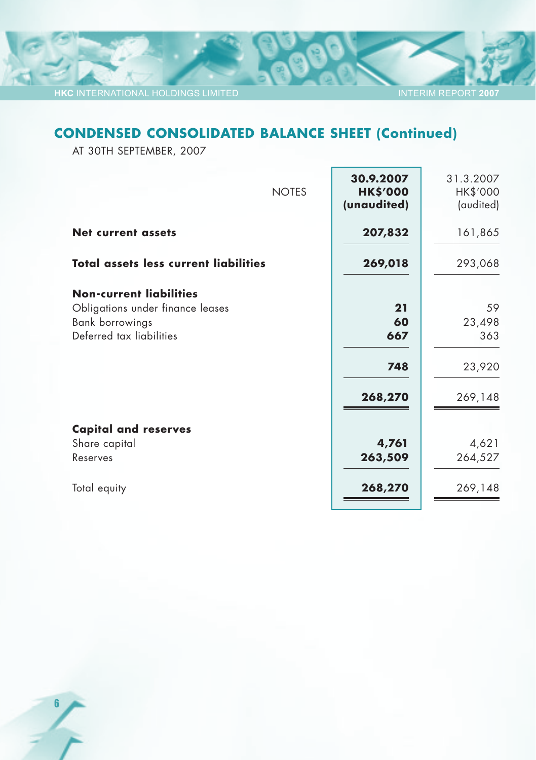## CONDENSED CONSOLIDATED BALANCE SHEET (Continued)

AT 30TH SEPTEMBER, 2007

| | NOTES | 30.9.2007 HK$'000 (unaudited) | 31.3.2007 HK$'000 (audited) |
|---|---|---|---|
| **Net current assets** | | **207,832** | 161,865 |
| **Total assets less current liabilities** | | **269,018** | 293,068 |
| **Non-current liabilities** | | | |
| Obligations under finance leases | | **21** | 59 |
| Bank borrowings | | **60** | 23,498 |
| Deferred tax liabilities | | **667** | 363 |
| | | **748** | 23,920 |
| | | **268,270** | 269,148 |
| **Capital and reserves** | | | |
| Share capital | | **4,761** | 4,621 |
| Reserves | | **263,509** | 264,527 |
| Total equity | | **268,270** | 269,148 |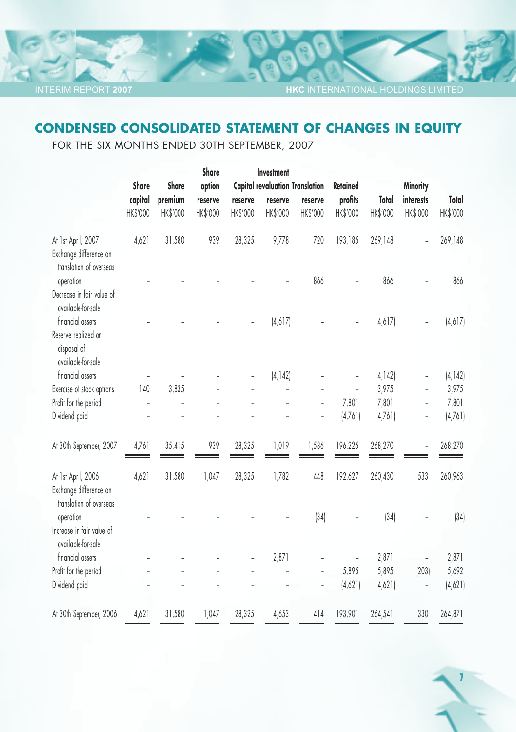# CONDENSED CONSOLIDATED STATEMENT OF CHANGES IN EQUITY

FOR THE SIX MONTHS ENDED 30TH SEPTEMBER, 2007

| | Share capital HK$'000 | Share premium HK$'000 | Share option reserve HK$'000 | Capital reserve HK$'000 | Investment revaluation reserve HK$'000 | Translation reserve HK$'000 | Retained profits HK$'000 | Total HK$'000 | Minority interests HK$'000 | Total HK$'000 |
|---|---|---|---|---|---|---|---|---|---|---|
| At 1st April, 2007 | 4,621 | 31,580 | 939 | 28,325 | 9,778 | 720 | 193,185 | 269,148 | – | 269,148 |
| Exchange difference on translation of overseas operation | – | – | – | – | – | 866 | – | 866 | – | 866 |
| Decrease in fair value of available-for-sale financial assets | – | – | – | – | (4,617) | – | – | (4,617) | – | (4,617) |
| Reserve realized on disposal of available-for-sale financial assets | – | – | – | – | (4,142) | – | – | (4,142) | – | (4,142) |
| Exercise of stock options | 140 | 3,835 | – | – | – | – | – | 3,975 | – | 3,975 |
| Profit for the period | – | – | – | – | – | – | 7,801 | 7,801 | – | 7,801 |
| Dividend paid | – | – | – | – | – | – | (4,761) | (4,761) | – | (4,761) |
| At 30th September, 2007 | 4,761 | 35,415 | 939 | 28,325 | 1,019 | 1,586 | 196,225 | 268,270 | – | 268,270 |
| At 1st April, 2006 | 4,621 | 31,580 | 1,047 | 28,325 | 1,782 | 448 | 192,627 | 260,430 | 533 | 260,963 |
| Exchange difference on translation of overseas operation | – | – | – | – | – | (34) | – | (34) | – | (34) |
| Increase in fair value of available-for-sale financial assets | – | – | – | – | 2,871 | – | – | 2,871 | – | 2,871 |
| Profit for the period | – | – | – | – | – | – | 5,895 | 5,895 | (203) | 5,692 |
| Dividend paid | – | – | – | – | – | – | (4,621) | (4,621) | – | (4,621) |
| At 30th September, 2006 | 4,621 | 31,580 | 1,047 | 28,325 | 4,653 | 414 | 193,901 | 264,541 | 330 | 264,871 |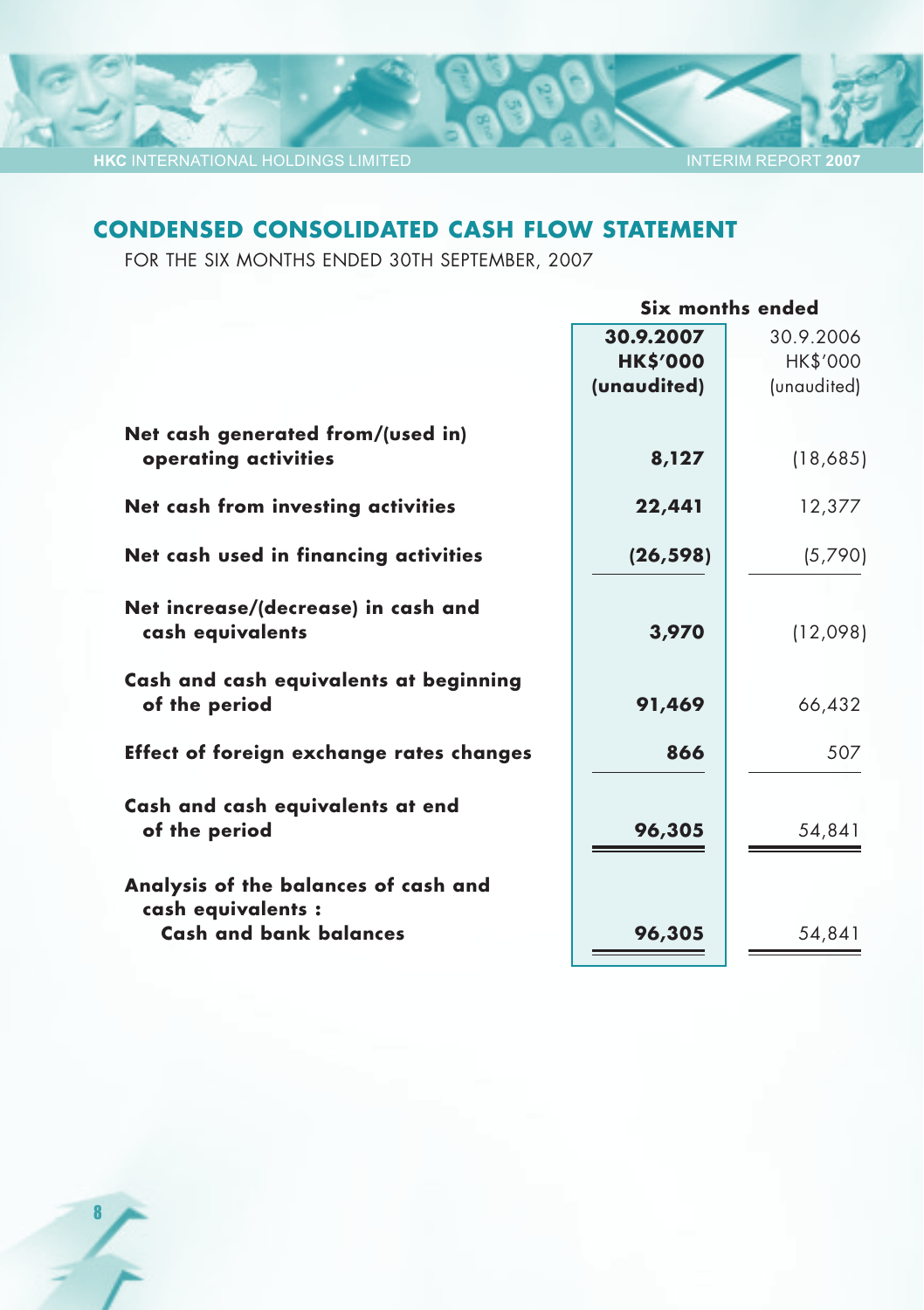# CONDENSED CONSOLIDATED CASH FLOW STATEMENT

FOR THE SIX MONTHS ENDED 30TH SEPTEMBER, 2007

| | Six months ended | |
|---|---|---|
| | **30.9.2007** | 30.9.2006 |
| | **HK$'000** | HK$'000 |
| | **(unaudited)** | (unaudited) |
| **Net cash generated from/(used in) operating activities** | **8,127** | (18,685) |
| **Net cash from investing activities** | **22,441** | 12,377 |
| **Net cash used in financing activities** | **(26,598)** | (5,790) |
| **Net increase/(decrease) in cash and cash equivalents** | **3,970** | (12,098) |
| **Cash and cash equivalents at beginning of the period** | **91,469** | 66,432 |
| **Effect of foreign exchange rates changes** | **866** | 507 |
| **Cash and cash equivalents at end of the period** | **96,305** | 54,841 |
| **Analysis of the balances of cash and cash equivalents :** | | |
| **Cash and bank balances** | **96,305** | 54,841 |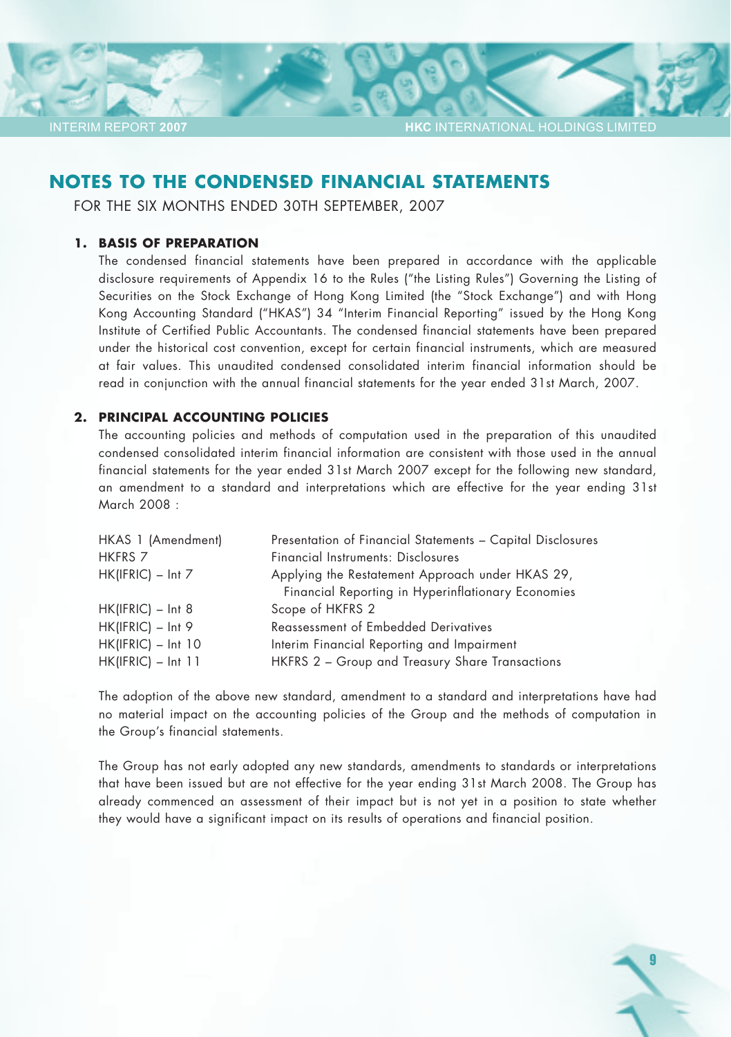# NOTES TO THE CONDENSED FINANCIAL STATEMENTS

FOR THE SIX MONTHS ENDED 30TH SEPTEMBER, 2007

## 1. BASIS OF PREPARATION

The condensed financial statements have been prepared in accordance with the applicable disclosure requirements of Appendix 16 to the Rules ("the Listing Rules") Governing the Listing of Securities on the Stock Exchange of Hong Kong Limited (the "Stock Exchange") and with Hong Kong Accounting Standard ("HKAS") 34 "Interim Financial Reporting" issued by the Hong Kong Institute of Certified Public Accountants. The condensed financial statements have been prepared under the historical cost convention, except for certain financial instruments, which are measured at fair values. This unaudited condensed consolidated interim financial information should be read in conjunction with the annual financial statements for the year ended 31st March, 2007.

## 2. PRINCIPAL ACCOUNTING POLICIES

The accounting policies and methods of computation used in the preparation of this unaudited condensed consolidated interim financial information are consistent with those used in the annual financial statements for the year ended 31st March 2007 except for the following new standard, an amendment to a standard and interpretations which are effective for the year ending 31st March 2008 :

| | |
|---|---|
| HKAS 1 (Amendment) | Presentation of Financial Statements – Capital Disclosures |
| HKFRS 7 | Financial Instruments: Disclosures |
| HK(IFRIC) – Int 7 | Applying the Restatement Approach under HKAS 29, Financial Reporting in Hyperinflationary Economies |
| HK(IFRIC) – Int 8 | Scope of HKFRS 2 |
| HK(IFRIC) – Int 9 | Reassessment of Embedded Derivatives |
| HK(IFRIC) – Int 10 | Interim Financial Reporting and Impairment |
| HK(IFRIC) – Int 11 | HKFRS 2 – Group and Treasury Share Transactions |

The adoption of the above new standard, amendment to a standard and interpretations have had no material impact on the accounting policies of the Group and the methods of computation in the Group's financial statements.

The Group has not early adopted any new standards, amendments to standards or interpretations that have been issued but are not effective for the year ending 31st March 2008. The Group has already commenced an assessment of their impact but is not yet in a position to state whether they would have a significant impact on its results of operations and financial position.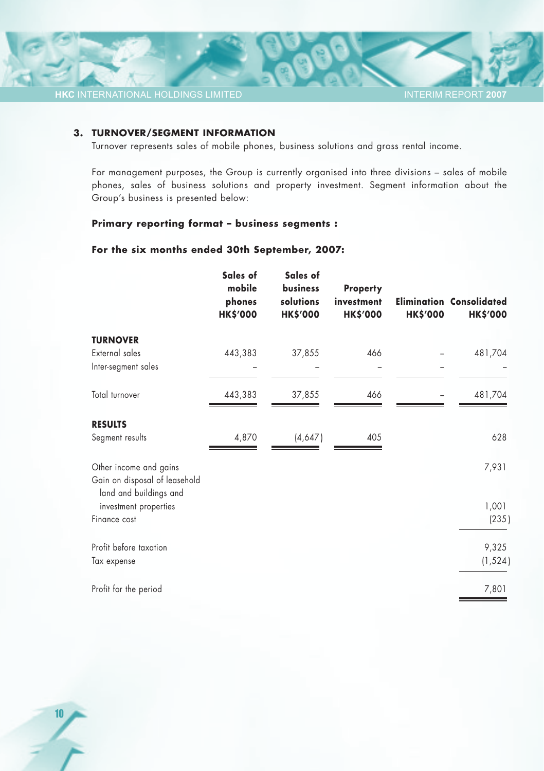### 3. TURNOVER/SEGMENT INFORMATION

Turnover represents sales of mobile phones, business solutions and gross rental income.

For management purposes, the Group is currently organised into three divisions – sales of mobile phones, sales of business solutions and property investment. Segment information about the Group's business is presented below:

**Primary reporting format – business segments :**

**For the six months ended 30th September, 2007:**

| | Sales of mobile phones HK$'000 | Sales of business solutions HK$'000 | Property investment HK$'000 | Elimination HK$'000 | Consolidated HK$'000 |
|---|---|---|---|---|---|
| **TURNOVER** | | | | | |
| External sales | 443,383 | 37,855 | 466 | – | 481,704 |
| Inter-segment sales | – | – | – | – | – |
| Total turnover | 443,383 | 37,855 | 466 | – | 481,704 |
| **RESULTS** | | | | | |
| Segment results | 4,870 | (4,647) | 405 | | 628 |
| Other income and gains | | | | | 7,931 |
| Gain on disposal of leasehold land and buildings and investment properties | | | | | 1,001 |
| Finance cost | | | | | (235) |
| Profit before taxation | | | | | 9,325 |
| Tax expense | | | | | (1,524) |
| Profit for the period | | | | | 7,801 |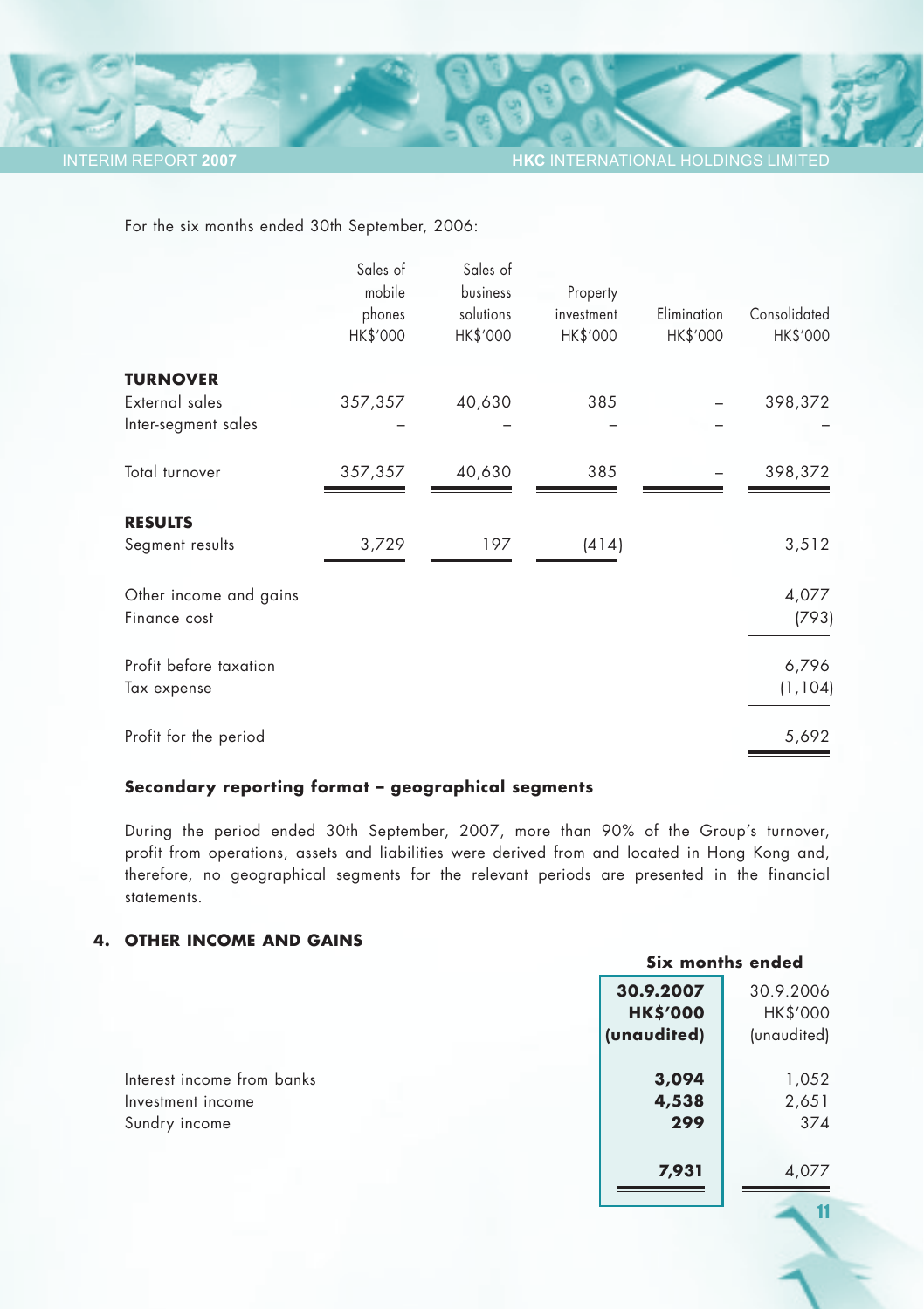For the six months ended 30th September, 2006:

| | Sales of mobile phones HK$'000 | Sales of business solutions HK$'000 | Property investment HK$'000 | Elimination HK$'000 | Consolidated HK$'000 |
|---|---|---|---|---|---|
| **TURNOVER** | | | | | |
| External sales | 357,357 | 40,630 | 385 | – | 398,372 |
| Inter-segment sales | – | – | – | – | – |
| Total turnover | 357,357 | 40,630 | 385 | – | 398,372 |
| **RESULTS** | | | | | |
| Segment results | 3,729 | 197 | (414) | | 3,512 |
| Other income and gains | | | | | 4,077 |
| Finance cost | | | | | (793) |
| Profit before taxation | | | | | 6,796 |
| Tax expense | | | | | (1,104) |
| Profit for the period | | | | | 5,692 |

**Secondary reporting format – geographical segments**

During the period ended 30th September, 2007, more than 90% of the Group's turnover, profit from operations, assets and liabilities were derived from and located in Hong Kong and, therefore, no geographical segments for the relevant periods are presented in the financial statements.

## 4. OTHER INCOME AND GAINS

| | Six months ended | |
|---|---|---|
| | **30.9.2007 HK$'000 (unaudited)** | 30.9.2006 HK$'000 (unaudited) |
| Interest income from banks | **3,094** | 1,052 |
| Investment income | **4,538** | 2,651 |
| Sundry income | **299** | 374 |
| | **7,931** | 4,077 |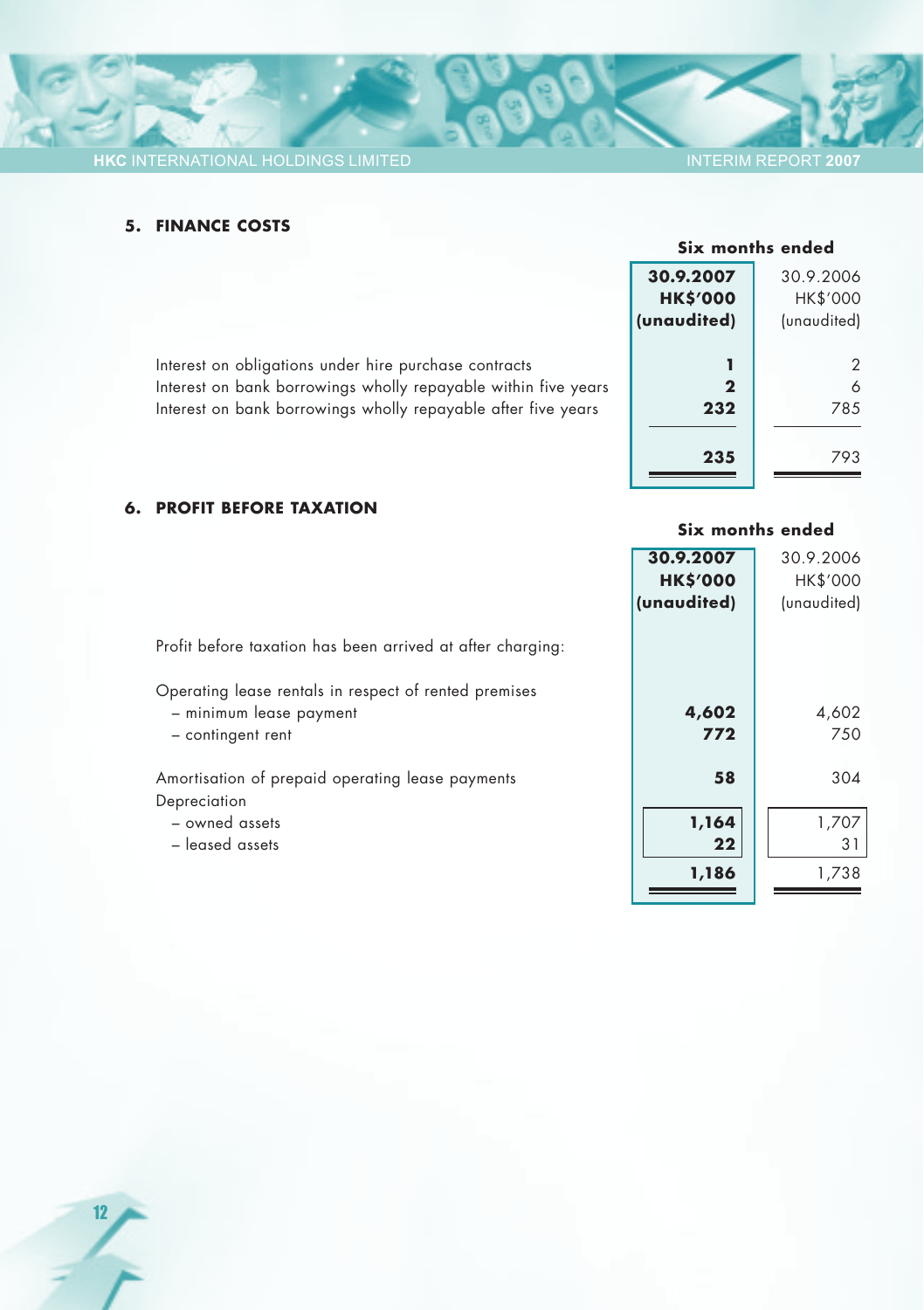## 5. FINANCE COSTS

| | Six months ended | |
|---|---|---|
| | **30.9.2007** | 30.9.2006 |
| | **HK$'000** | HK$'000 |
| | **(unaudited)** | (unaudited) |
| Interest on obligations under hire purchase contracts | **1** | 2 |
| Interest on bank borrowings wholly repayable within five years | **2** | 6 |
| Interest on bank borrowings wholly repayable after five years | **232** | 785 |
| | **235** | 793 |

## 6. PROFIT BEFORE TAXATION

| | Six months ended | |
|---|---|---|
| | **30.9.2007** | 30.9.2006 |
| | **HK$'000** | HK$'000 |
| | **(unaudited)** | (unaudited) |
| Profit before taxation has been arrived at after charging: | | |
| Operating lease rentals in respect of rented premises | | |
| – minimum lease payment | **4,602** | 4,602 |
| – contingent rent | **772** | 750 |
| Amortisation of prepaid operating lease payments | **58** | 304 |
| Depreciation | | |
| – owned assets | **1,164** | 1,707 |
| – leased assets | **22** | 31 |
| | **1,186** | 1,738 |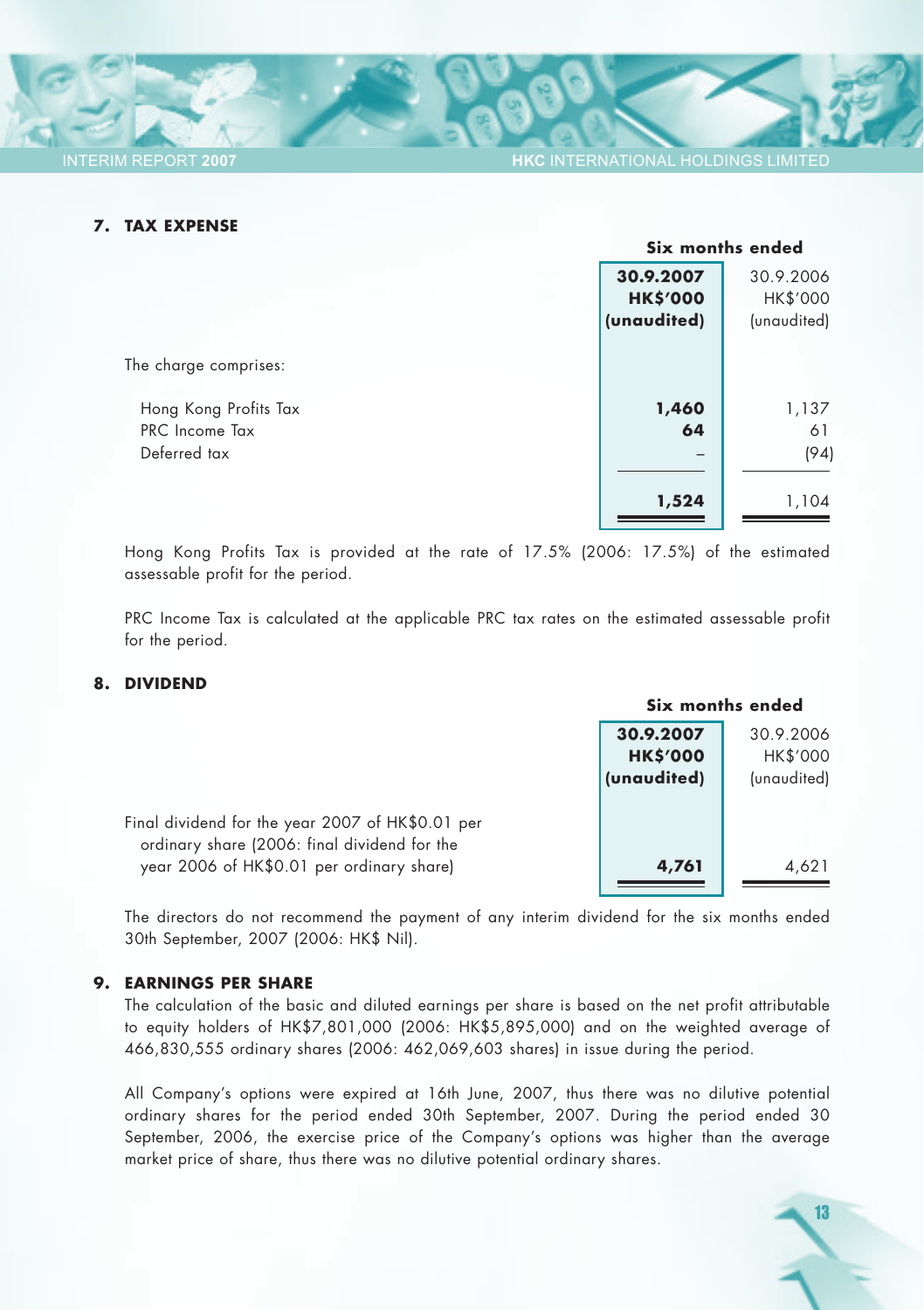## 7. TAX EXPENSE

| | Six months ended | |
|---|---|---|
| | **30.9.2007** | 30.9.2006 |
| | **HK$'000** | HK$'000 |
| | **(unaudited)** | (unaudited) |
| The charge comprises: | | |
| Hong Kong Profits Tax | **1,460** | 1,137 |
| PRC Income Tax | **64** | 61 |
| Deferred tax | **–** | (94) |
| | **1,524** | 1,104 |

Hong Kong Profits Tax is provided at the rate of 17.5% (2006: 17.5%) of the estimated assessable profit for the period.

PRC Income Tax is calculated at the applicable PRC tax rates on the estimated assessable profit for the period.

## 8. DIVIDEND

| | Six months ended | |
|---|---|---|
| | **30.9.2007** | 30.9.2006 |
| | **HK$'000** | HK$'000 |
| | **(unaudited)** | (unaudited) |
| Final dividend for the year 2007 of HK$0.01 per ordinary share (2006: final dividend for the year 2006 of HK$0.01 per ordinary share) | **4,761** | 4,621 |

The directors do not recommend the payment of any interim dividend for the six months ended 30th September, 2007 (2006: HK$ Nil).

## 9. EARNINGS PER SHARE

The calculation of the basic and diluted earnings per share is based on the net profit attributable to equity holders of HK$7,801,000 (2006: HK$5,895,000) and on the weighted average of 466,830,555 ordinary shares (2006: 462,069,603 shares) in issue during the period.

All Company's options were expired at 16th June, 2007, thus there was no dilutive potential ordinary shares for the period ended 30th September, 2007. During the period ended 30 September, 2006, the exercise price of the Company's options was higher than the average market price of share, thus there was no dilutive potential ordinary shares.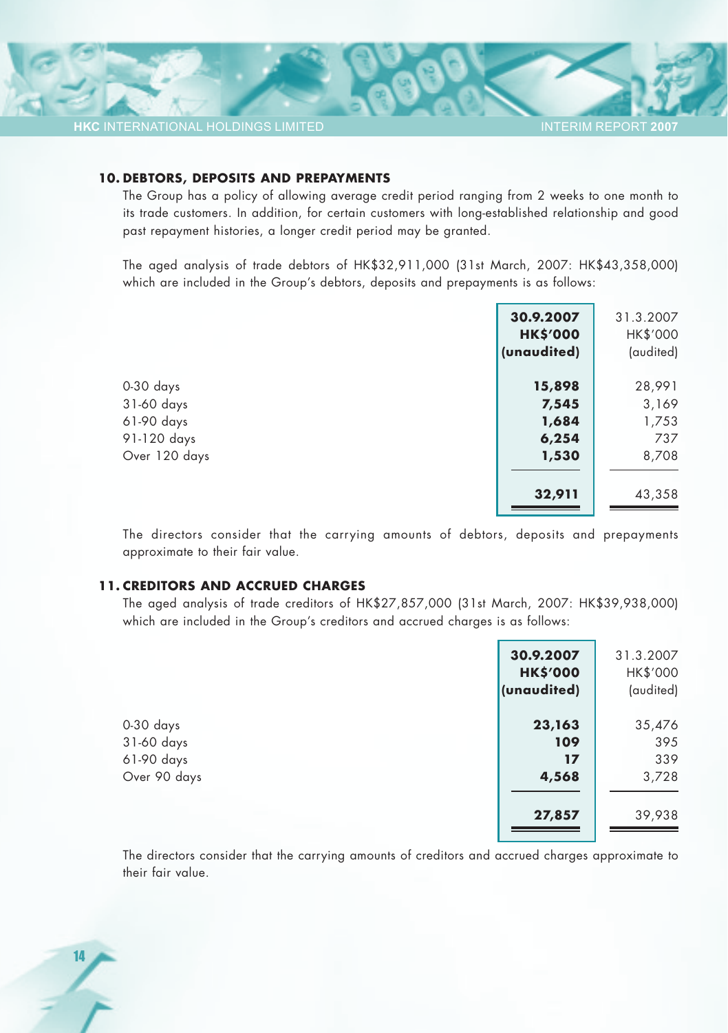## 10. DEBTORS, DEPOSITS AND PREPAYMENTS

The Group has a policy of allowing average credit period ranging from 2 weeks to one month to its trade customers. In addition, for certain customers with long-established relationship and good past repayment histories, a longer credit period may be granted.

The aged analysis of trade debtors of HK$32,911,000 (31st March, 2007: HK$43,358,000) which are included in the Group's debtors, deposits and prepayments is as follows:

| | **30.9.2007 HK$'000 (unaudited)** | 31.3.2007 HK$'000 (audited) |
|---|---|---|
| 0-30 days | **15,898** | 28,991 |
| 31-60 days | **7,545** | 3,169 |
| 61-90 days | **1,684** | 1,753 |
| 91-120 days | **6,254** | 737 |
| Over 120 days | **1,530** | 8,708 |
| | **32,911** | 43,358 |

The directors consider that the carrying amounts of debtors, deposits and prepayments approximate to their fair value.

## 11. CREDITORS AND ACCRUED CHARGES

The aged analysis of trade creditors of HK$27,857,000 (31st March, 2007: HK$39,938,000) which are included in the Group's creditors and accrued charges is as follows:

| | **30.9.2007 HK$'000 (unaudited)** | 31.3.2007 HK$'000 (audited) |
|---|---|---|
| 0-30 days | **23,163** | 35,476 |
| 31-60 days | **109** | 395 |
| 61-90 days | **17** | 339 |
| Over 90 days | **4,568** | 3,728 |
| | **27,857** | 39,938 |

The directors consider that the carrying amounts of creditors and accrued charges approximate to their fair value.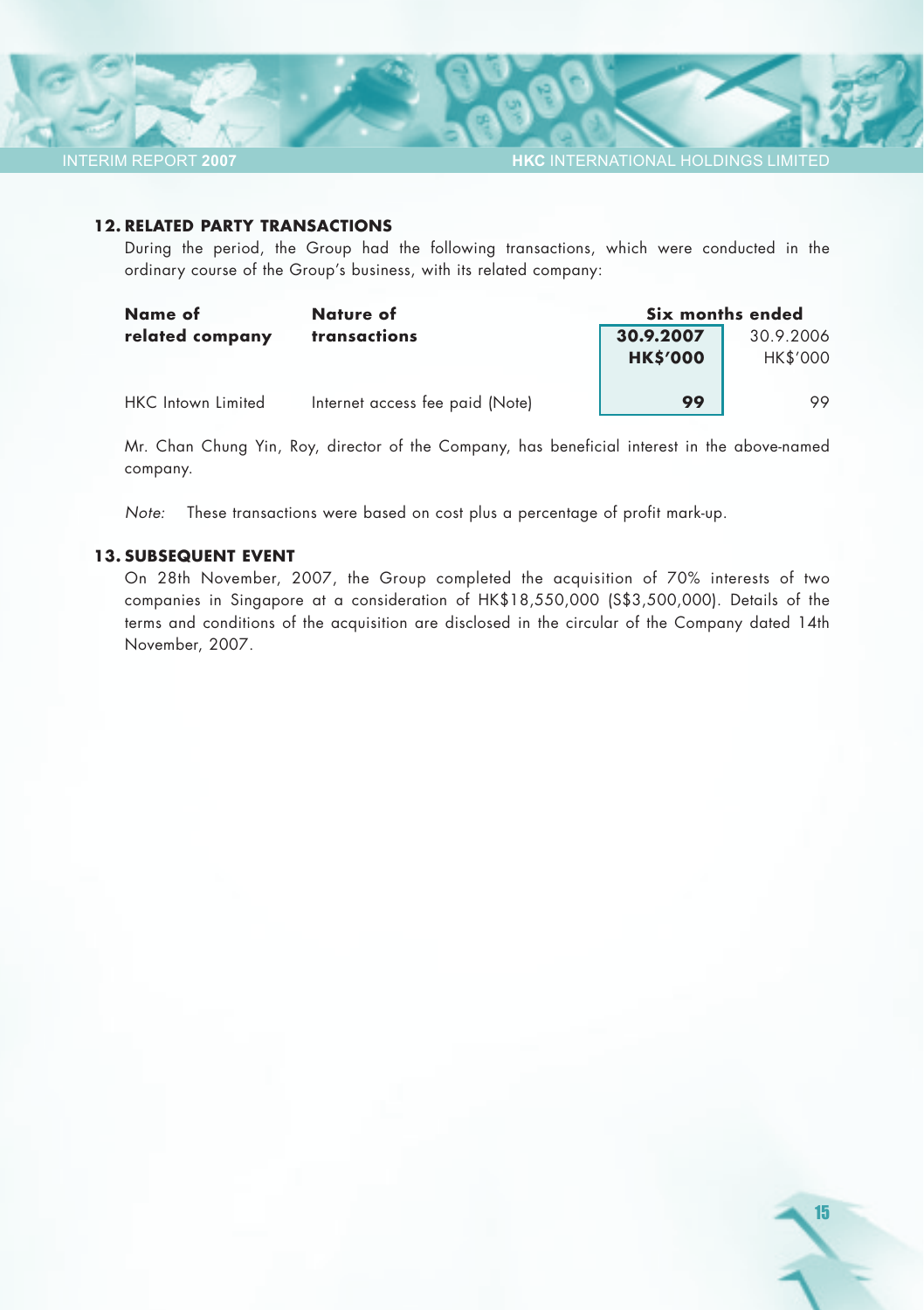## 12. RELATED PARTY TRANSACTIONS

During the period, the Group had the following transactions, which were conducted in the ordinary course of the Group's business, with its related company:

| Name of related company | Nature of transactions | Six months ended 30.9.2007 HK$'000 | Six months ended 30.9.2006 HK$'000 |
|---|---|---|---|
| HKC Intown Limited | Internet access fee paid (Note) | **99** | 99 |

Mr. Chan Chung Yin, Roy, director of the Company, has beneficial interest in the above-named company.

*Note:* These transactions were based on cost plus a percentage of profit mark-up.

## 13. SUBSEQUENT EVENT

On 28th November, 2007, the Group completed the acquisition of 70% interests of two companies in Singapore at a consideration of HK$18,550,000 (S$3,500,000). Details of the terms and conditions of the acquisition are disclosed in the circular of the Company dated 14th November, 2007.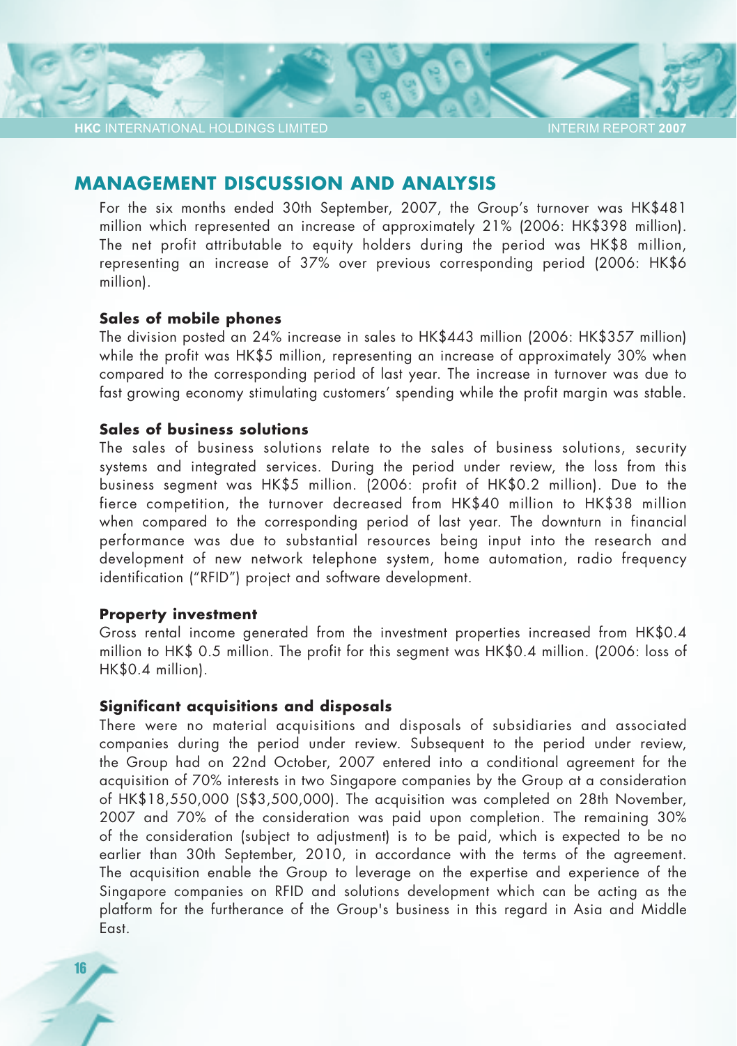## MANAGEMENT DISCUSSION AND ANALYSIS

For the six months ended 30th September, 2007, the Group's turnover was HK$481 million which represented an increase of approximately 21% (2006: HK$398 million). The net profit attributable to equity holders during the period was HK$8 million, representing an increase of 37% over previous corresponding period (2006: HK$6 million).

### Sales of mobile phones

The division posted an 24% increase in sales to HK$443 million (2006: HK$357 million) while the profit was HK$5 million, representing an increase of approximately 30% when compared to the corresponding period of last year. The increase in turnover was due to fast growing economy stimulating customers' spending while the profit margin was stable.

### Sales of business solutions

The sales of business solutions relate to the sales of business solutions, security systems and integrated services. During the period under review, the loss from this business segment was HK$5 million. (2006: profit of HK$0.2 million). Due to the fierce competition, the turnover decreased from HK$40 million to HK$38 million when compared to the corresponding period of last year. The downturn in financial performance was due to substantial resources being input into the research and development of new network telephone system, home automation, radio frequency identification ("RFID") project and software development.

### Property investment

Gross rental income generated from the investment properties increased from HK$0.4 million to HK$ 0.5 million. The profit for this segment was HK$0.4 million. (2006: loss of HK$0.4 million).

### Significant acquisitions and disposals

There were no material acquisitions and disposals of subsidiaries and associated companies during the period under review. Subsequent to the period under review, the Group had on 22nd October, 2007 entered into a conditional agreement for the acquisition of 70% interests in two Singapore companies by the Group at a consideration of HK$18,550,000 (S$3,500,000). The acquisition was completed on 28th November, 2007 and 70% of the consideration was paid upon completion. The remaining 30% of the consideration (subject to adjustment) is to be paid, which is expected to be no earlier than 30th September, 2010, in accordance with the terms of the agreement. The acquisition enable the Group to leverage on the expertise and experience of the Singapore companies on RFID and solutions development which can be acting as the platform for the furtherance of the Group's business in this regard in Asia and Middle East.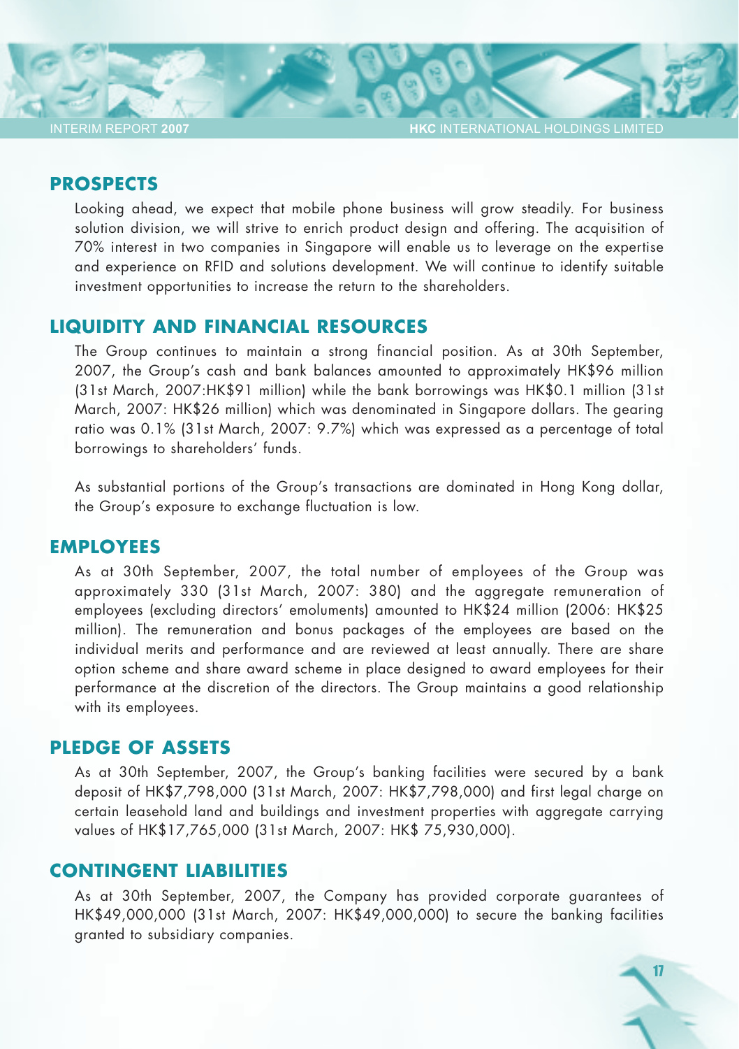## PROSPECTS

Looking ahead, we expect that mobile phone business will grow steadily. For business solution division, we will strive to enrich product design and offering. The acquisition of 70% interest in two companies in Singapore will enable us to leverage on the expertise and experience on RFID and solutions development. We will continue to identify suitable investment opportunities to increase the return to the shareholders.

## LIQUIDITY AND FINANCIAL RESOURCES

The Group continues to maintain a strong financial position. As at 30th September, 2007, the Group's cash and bank balances amounted to approximately HK$96 million (31st March, 2007:HK$91 million) while the bank borrowings was HK$0.1 million (31st March, 2007: HK$26 million) which was denominated in Singapore dollars. The gearing ratio was 0.1% (31st March, 2007: 9.7%) which was expressed as a percentage of total borrowings to shareholders' funds.

As substantial portions of the Group's transactions are dominated in Hong Kong dollar, the Group's exposure to exchange fluctuation is low.

## EMPLOYEES

As at 30th September, 2007, the total number of employees of the Group was approximately 330 (31st March, 2007: 380) and the aggregate remuneration of employees (excluding directors' emoluments) amounted to HK$24 million (2006: HK$25 million). The remuneration and bonus packages of the employees are based on the individual merits and performance and are reviewed at least annually. There are share option scheme and share award scheme in place designed to award employees for their performance at the discretion of the directors. The Group maintains a good relationship with its employees.

## PLEDGE OF ASSETS

As at 30th September, 2007, the Group's banking facilities were secured by a bank deposit of HK$7,798,000 (31st March, 2007: HK$7,798,000) and first legal charge on certain leasehold land and buildings and investment properties with aggregate carrying values of HK$17,765,000 (31st March, 2007: HK$ 75,930,000).

## CONTINGENT LIABILITIES

As at 30th September, 2007, the Company has provided corporate guarantees of HK$49,000,000 (31st March, 2007: HK$49,000,000) to secure the banking facilities granted to subsidiary companies.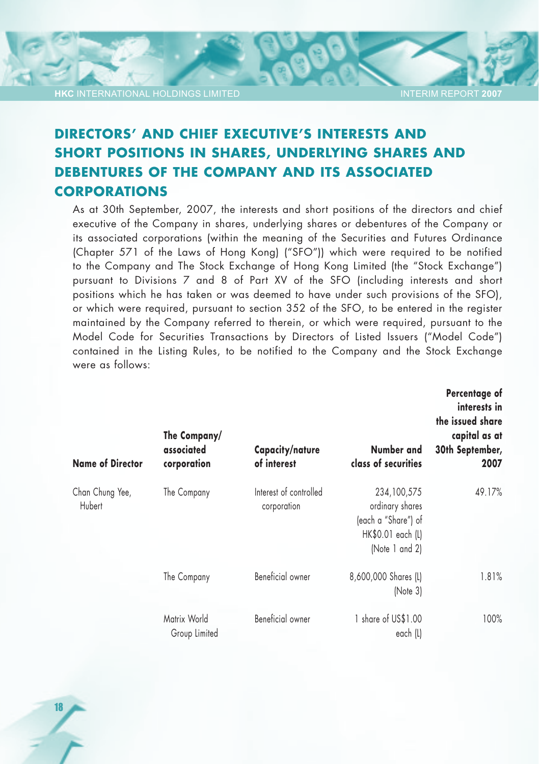## DIRECTORS' AND CHIEF EXECUTIVE'S INTERESTS AND SHORT POSITIONS IN SHARES, UNDERLYING SHARES AND DEBENTURES OF THE COMPANY AND ITS ASSOCIATED CORPORATIONS

As at 30th September, 2007, the interests and short positions of the directors and chief executive of the Company in shares, underlying shares or debentures of the Company or its associated corporations (within the meaning of the Securities and Futures Ordinance (Chapter 571 of the Laws of Hong Kong) ("SFO")) which were required to be notified to the Company and The Stock Exchange of Hong Kong Limited (the "Stock Exchange") pursuant to Divisions 7 and 8 of Part XV of the SFO (including interests and short positions which he has taken or was deemed to have under such provisions of the SFO), or which were required, pursuant to section 352 of the SFO, to be entered in the register maintained by the Company referred to therein, or which were required, pursuant to the Model Code for Securities Transactions by Directors of Listed Issuers ("Model Code") contained in the Listing Rules, to be notified to the Company and the Stock Exchange were as follows:

| Name of Director | The Company/ associated corporation | Capacity/nature of interest | Number and class of securities | Percentage of interests in the issued share capital as at 30th September, 2007 |
|---|---|---|---|---|
| Chan Chung Yee, Hubert | The Company | Interest of controlled corporation | 234,100,575 ordinary shares (each a "Share") of HK$0.01 each (L) (Note 1 and 2) | 49.17% |
| | The Company | Beneficial owner | 8,600,000 Shares (L) (Note 3) | 1.81% |
| | Matrix World Group Limited | Beneficial owner | 1 share of US$1.00 each (L) | 100% |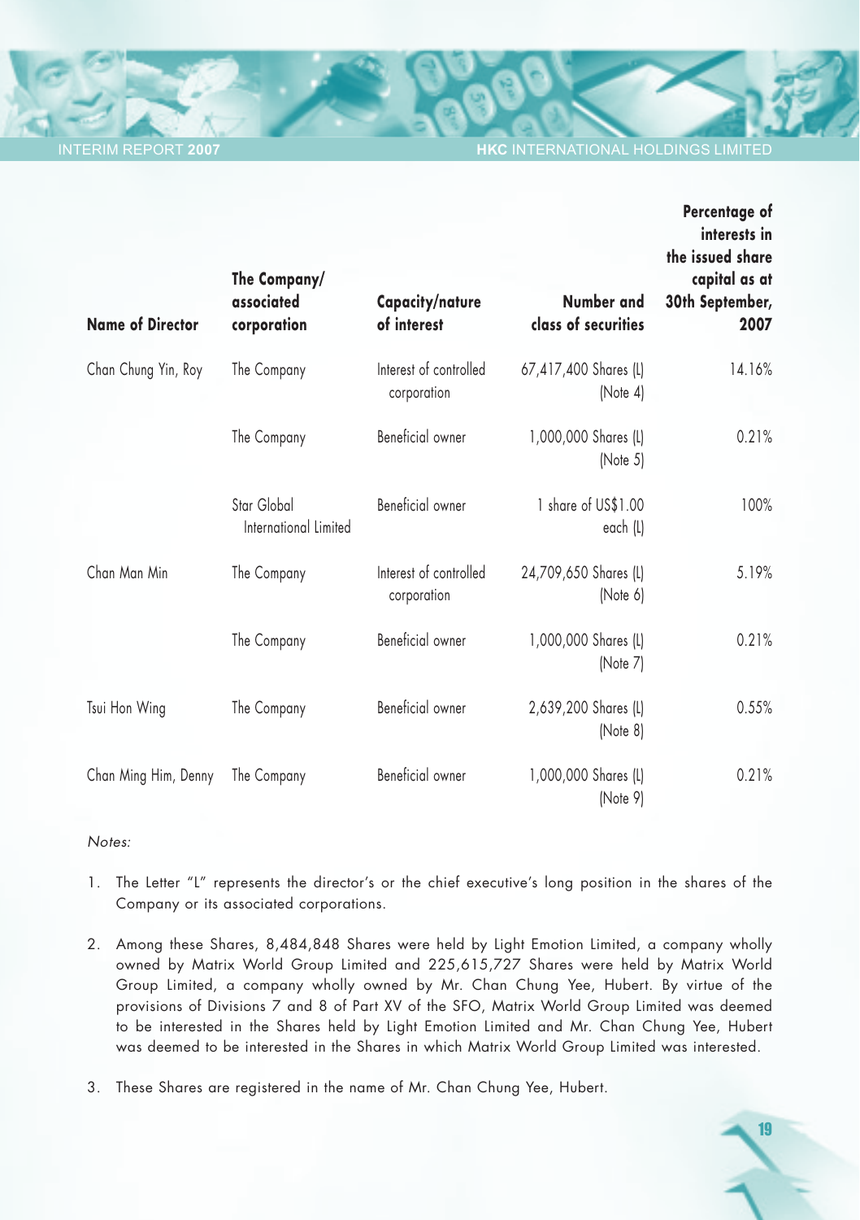| Name of Director | The Company/ associated corporation | Capacity/nature of interest | Number and class of securities | Percentage of interests in the issued share capital as at 30th September, 2007 |
|---|---|---|---|---|
| Chan Chung Yin, Roy | The Company | Interest of controlled corporation | 67,417,400 Shares (L) (Note 4) | 14.16% |
| | The Company | Beneficial owner | 1,000,000 Shares (L) (Note 5) | 0.21% |
| | Star Global International Limited | Beneficial owner | 1 share of US$1.00 each (L) | 100% |
| Chan Man Min | The Company | Interest of controlled corporation | 24,709,650 Shares (L) (Note 6) | 5.19% |
| | The Company | Beneficial owner | 1,000,000 Shares (L) (Note 7) | 0.21% |
| Tsui Hon Wing | The Company | Beneficial owner | 2,639,200 Shares (L) (Note 8) | 0.55% |
| Chan Ming Him, Denny | The Company | Beneficial owner | 1,000,000 Shares (L) (Note 9) | 0.21% |

*Notes:*

1. The Letter "L" represents the director's or the chief executive's long position in the shares of the Company or its associated corporations.

2. Among these Shares, 8,484,848 Shares were held by Light Emotion Limited, a company wholly owned by Matrix World Group Limited and 225,615,727 Shares were held by Matrix World Group Limited, a company wholly owned by Mr. Chan Chung Yee, Hubert. By virtue of the provisions of Divisions 7 and 8 of Part XV of the SFO, Matrix World Group Limited was deemed to be interested in the Shares held by Light Emotion Limited and Mr. Chan Chung Yee, Hubert was deemed to be interested in the Shares in which Matrix World Group Limited was interested.

3. These Shares are registered in the name of Mr. Chan Chung Yee, Hubert.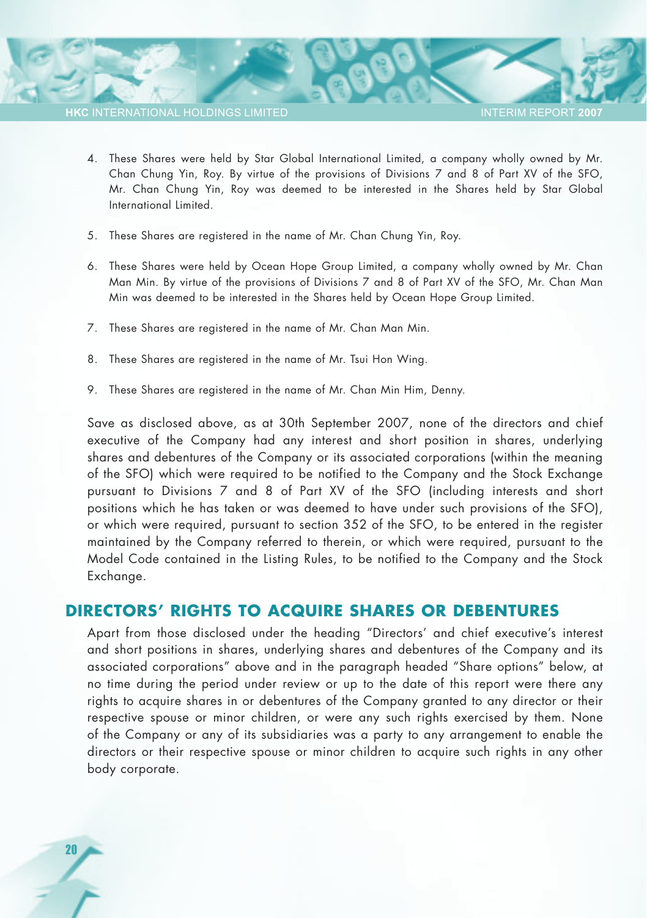4. These Shares were held by Star Global International Limited, a company wholly owned by Mr. Chan Chung Yin, Roy. By virtue of the provisions of Divisions 7 and 8 of Part XV of the SFO, Mr. Chan Chung Yin, Roy was deemed to be interested in the Shares held by Star Global International Limited.

5. These Shares are registered in the name of Mr. Chan Chung Yin, Roy.

6. These Shares were held by Ocean Hope Group Limited, a company wholly owned by Mr. Chan Man Min. By virtue of the provisions of Divisions 7 and 8 of Part XV of the SFO, Mr. Chan Man Min was deemed to be interested in the Shares held by Ocean Hope Group Limited.

7. These Shares are registered in the name of Mr. Chan Man Min.

8. These Shares are registered in the name of Mr. Tsui Hon Wing.

9. These Shares are registered in the name of Mr. Chan Min Him, Denny.

Save as disclosed above, as at 30th September 2007, none of the directors and chief executive of the Company had any interest and short position in shares, underlying shares and debentures of the Company or its associated corporations (within the meaning of the SFO) which were required to be notified to the Company and the Stock Exchange pursuant to Divisions 7 and 8 of Part XV of the SFO (including interests and short positions which he has taken or was deemed to have under such provisions of the SFO), or which were required, pursuant to section 352 of the SFO, to be entered in the register maintained by the Company referred to therein, or which were required, pursuant to the Model Code contained in the Listing Rules, to be notified to the Company and the Stock Exchange.

## DIRECTORS' RIGHTS TO ACQUIRE SHARES OR DEBENTURES

Apart from those disclosed under the heading "Directors' and chief executive's interest and short positions in shares, underlying shares and debentures of the Company and its associated corporations" above and in the paragraph headed "Share options" below, at no time during the period under review or up to the date of this report were there any rights to acquire shares in or debentures of the Company granted to any director or their respective spouse or minor children, or were any such rights exercised by them. None of the Company or any of its subsidiaries was a party to any arrangement to enable the directors or their respective spouse or minor children to acquire such rights in any other body corporate.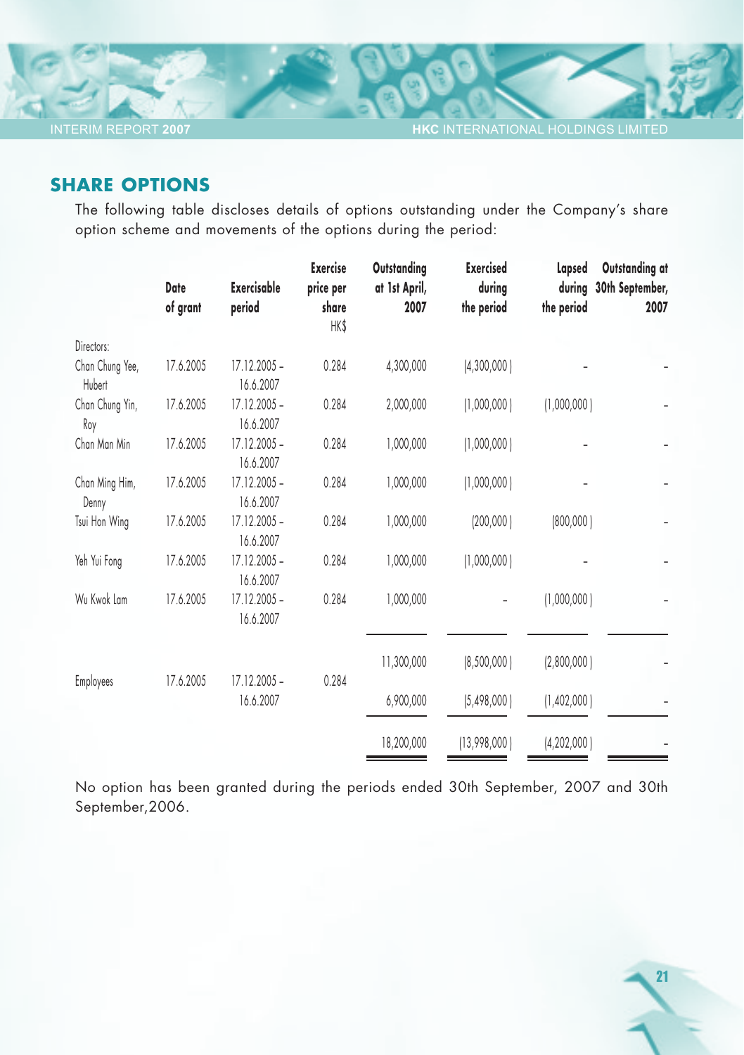## SHARE OPTIONS

The following table discloses details of options outstanding under the Company's share option scheme and movements of the options during the period:

| | Date of grant | Exercisable period | Exercise price per share HK$ | Outstanding at 1st April, 2007 | Exercised during the period | Lapsed during the period | Outstanding at 30th September, 2007 |
|---|---|---|---|---|---|---|---|
| Directors: | | | | | | | |
| Chan Chung Yee, Hubert | 17.6.2005 | 17.12.2005 – 16.6.2007 | 0.284 | 4,300,000 | (4,300,000) | – | – |
| Chan Chung Yin, Roy | 17.6.2005 | 17.12.2005 – 16.6.2007 | 0.284 | 2,000,000 | (1,000,000) | (1,000,000) | – |
| Chan Man Min | 17.6.2005 | 17.12.2005 – 16.6.2007 | 0.284 | 1,000,000 | (1,000,000) | – | – |
| Chan Ming Him, Denny | 17.6.2005 | 17.12.2005 – 16.6.2007 | 0.284 | 1,000,000 | (1,000,000) | – | – |
| Tsui Hon Wing | 17.6.2005 | 17.12.2005 – 16.6.2007 | 0.284 | 1,000,000 | (200,000) | (800,000) | – |
| Yeh Yui Fong | 17.6.2005 | 17.12.2005 – 16.6.2007 | 0.284 | 1,000,000 | (1,000,000) | – | – |
| Wu Kwok Lam | 17.6.2005 | 17.12.2005 – 16.6.2007 | 0.284 | 1,000,000 | – | (1,000,000) | – |
| | | | | 11,300,000 | (8,500,000) | (2,800,000) | – |
| Employees | 17.6.2005 | 17.12.2005 – 16.6.2007 | 0.284 | 6,900,000 | (5,498,000) | (1,402,000) | – |
| | | | | 18,200,000 | (13,998,000) | (4,202,000) | – |

No option has been granted during the periods ended 30th September, 2007 and 30th September, 2006.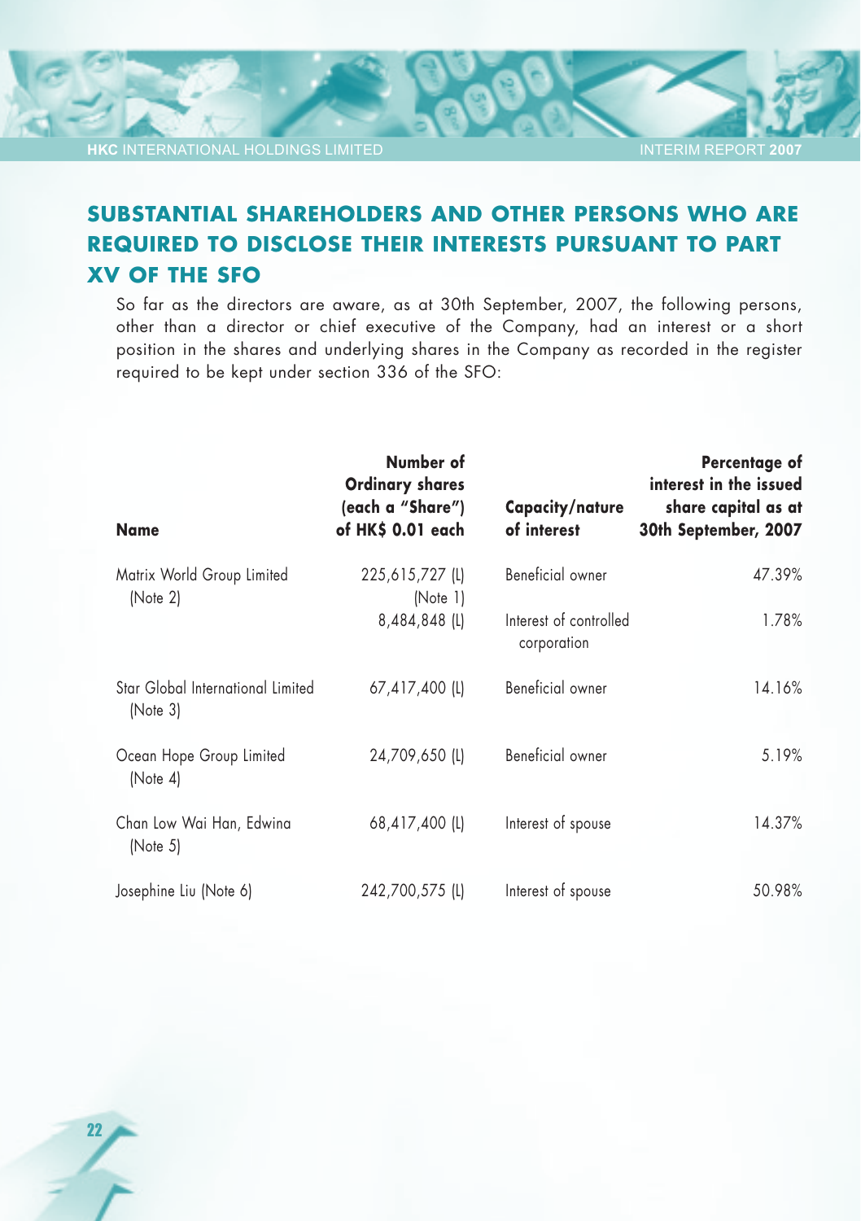## SUBSTANTIAL SHAREHOLDERS AND OTHER PERSONS WHO ARE REQUIRED TO DISCLOSE THEIR INTERESTS PURSUANT TO PART XV OF THE SFO

So far as the directors are aware, as at 30th September, 2007, the following persons, other than a director or chief executive of the Company, had an interest or a short position in the shares and underlying shares in the Company as recorded in the register required to be kept under section 336 of the SFO:

| Name | Number of Ordinary shares (each a "Share") of HK$ 0.01 each | Capacity/nature of interest | Percentage of interest in the issued share capital as at 30th September, 2007 |
|---|---|---|---|
| Matrix World Group Limited (Note 2) | 225,615,727 (L) (Note 1) | Beneficial owner | 47.39% |
| | 8,484,848 (L) | Interest of controlled corporation | 1.78% |
| Star Global International Limited (Note 3) | 67,417,400 (L) | Beneficial owner | 14.16% |
| Ocean Hope Group Limited (Note 4) | 24,709,650 (L) | Beneficial owner | 5.19% |
| Chan Low Wai Han, Edwina (Note 5) | 68,417,400 (L) | Interest of spouse | 14.37% |
| Josephine Liu (Note 6) | 242,700,575 (L) | Interest of spouse | 50.98% |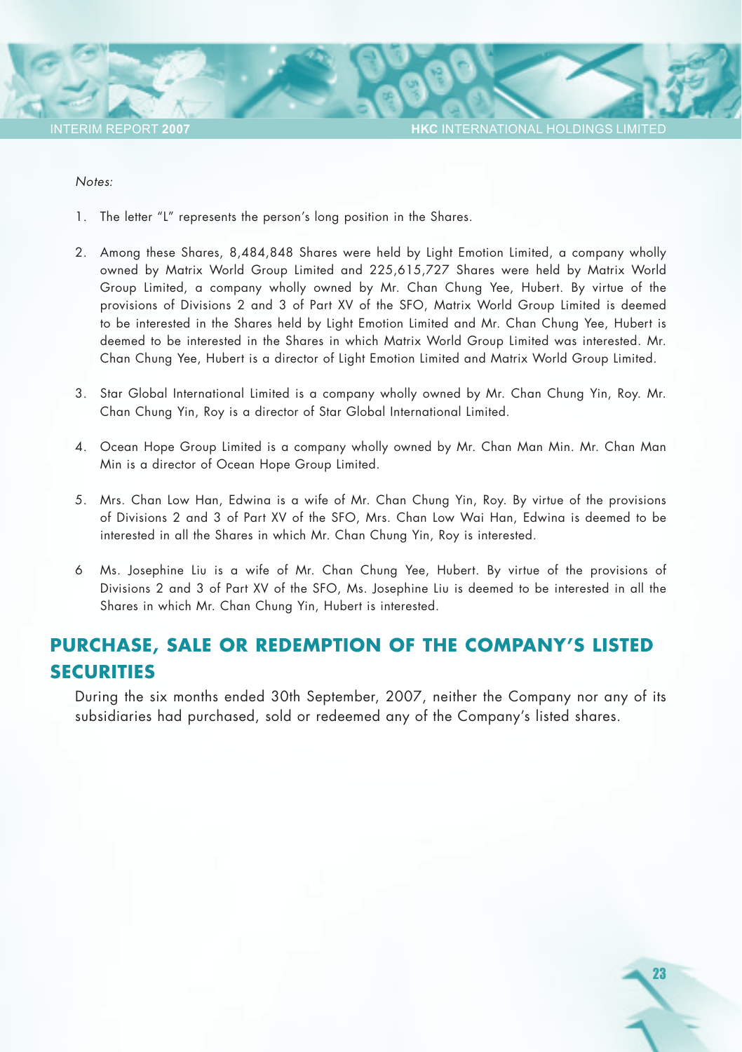*Notes:*

1. The letter "L" represents the person's long position in the Shares.

2. Among these Shares, 8,484,848 Shares were held by Light Emotion Limited, a company wholly owned by Matrix World Group Limited and 225,615,727 Shares were held by Matrix World Group Limited, a company wholly owned by Mr. Chan Chung Yee, Hubert. By virtue of the provisions of Divisions 2 and 3 of Part XV of the SFO, Matrix World Group Limited is deemed to be interested in the Shares held by Light Emotion Limited and Mr. Chan Chung Yee, Hubert is deemed to be interested in the Shares in which Matrix World Group Limited was interested. Mr. Chan Chung Yee, Hubert is a director of Light Emotion Limited and Matrix World Group Limited.

3. Star Global International Limited is a company wholly owned by Mr. Chan Chung Yin, Roy. Mr. Chan Chung Yin, Roy is a director of Star Global International Limited.

4. Ocean Hope Group Limited is a company wholly owned by Mr. Chan Man Min. Mr. Chan Man Min is a director of Ocean Hope Group Limited.

5. Mrs. Chan Low Han, Edwina is a wife of Mr. Chan Chung Yin, Roy. By virtue of the provisions of Divisions 2 and 3 of Part XV of the SFO, Mrs. Chan Low Wai Han, Edwina is deemed to be interested in all the Shares in which Mr. Chan Chung Yin, Roy is interested.

6 Ms. Josephine Liu is a wife of Mr. Chan Chung Yee, Hubert. By virtue of the provisions of Divisions 2 and 3 of Part XV of the SFO, Ms. Josephine Liu is deemed to be interested in all the Shares in which Mr. Chan Chung Yin, Hubert is interested.

## PURCHASE, SALE OR REDEMPTION OF THE COMPANY'S LISTED SECURITIES

During the six months ended 30th September, 2007, neither the Company nor any of its subsidiaries had purchased, sold or redeemed any of the Company's listed shares.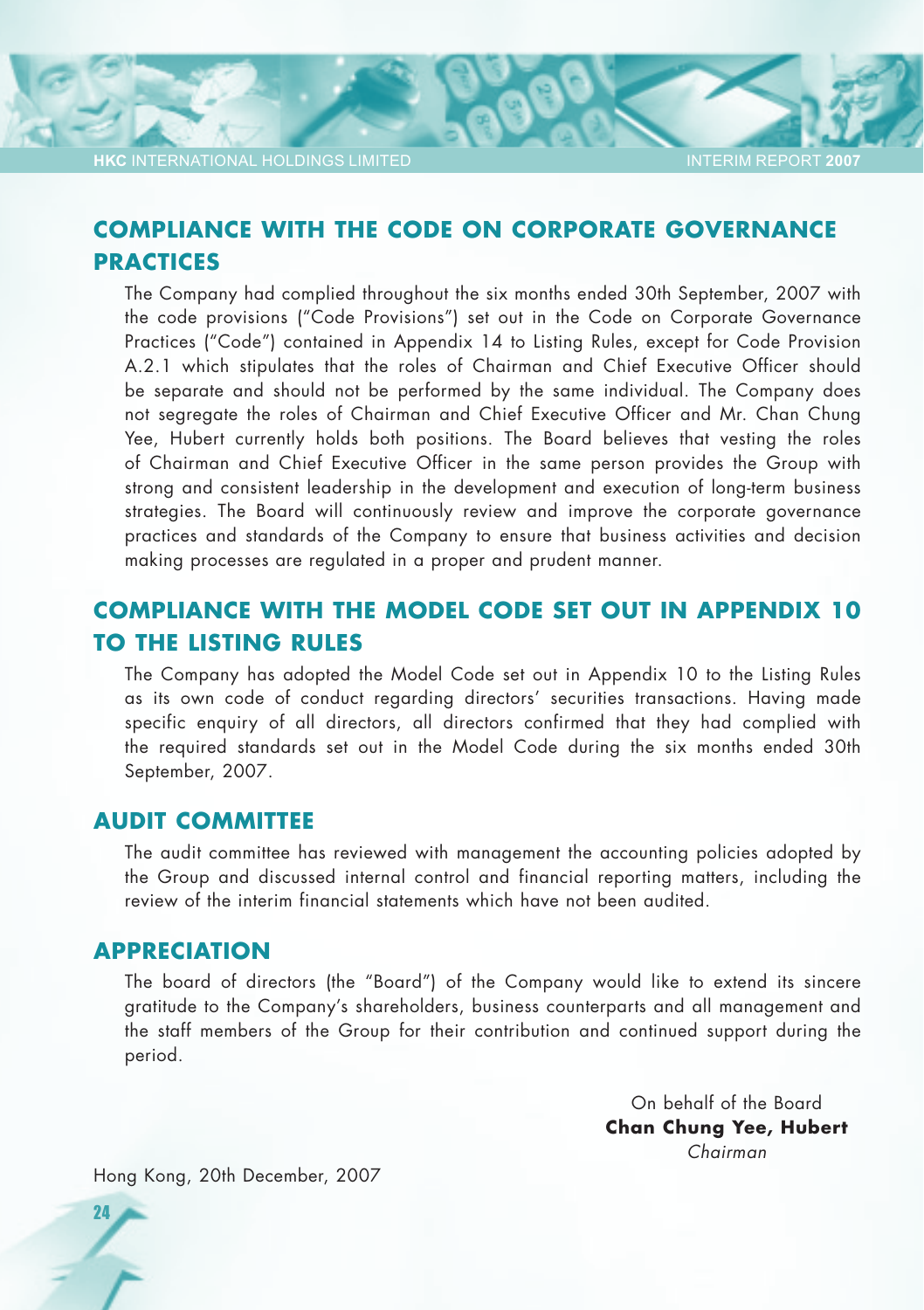## COMPLIANCE WITH THE CODE ON CORPORATE GOVERNANCE PRACTICES

The Company had complied throughout the six months ended 30th September, 2007 with the code provisions ("Code Provisions") set out in the Code on Corporate Governance Practices ("Code") contained in Appendix 14 to Listing Rules, except for Code Provision A.2.1 which stipulates that the roles of Chairman and Chief Executive Officer should be separate and should not be performed by the same individual. The Company does not segregate the roles of Chairman and Chief Executive Officer and Mr. Chan Chung Yee, Hubert currently holds both positions. The Board believes that vesting the roles of Chairman and Chief Executive Officer in the same person provides the Group with strong and consistent leadership in the development and execution of long-term business strategies. The Board will continuously review and improve the corporate governance practices and standards of the Company to ensure that business activities and decision making processes are regulated in a proper and prudent manner.

## COMPLIANCE WITH THE MODEL CODE SET OUT IN APPENDIX 10 TO THE LISTING RULES

The Company has adopted the Model Code set out in Appendix 10 to the Listing Rules as its own code of conduct regarding directors' securities transactions. Having made specific enquiry of all directors, all directors confirmed that they had complied with the required standards set out in the Model Code during the six months ended 30th September, 2007.

## AUDIT COMMITTEE

The audit committee has reviewed with management the accounting policies adopted by the Group and discussed internal control and financial reporting matters, including the review of the interim financial statements which have not been audited.

## APPRECIATION

The board of directors (the "Board") of the Company would like to extend its sincere gratitude to the Company's shareholders, business counterparts and all management and the staff members of the Group for their contribution and continued support during the period.

On behalf of the Board
**Chan Chung Yee, Hubert**
*Chairman*

Hong Kong, 20th December, 2007